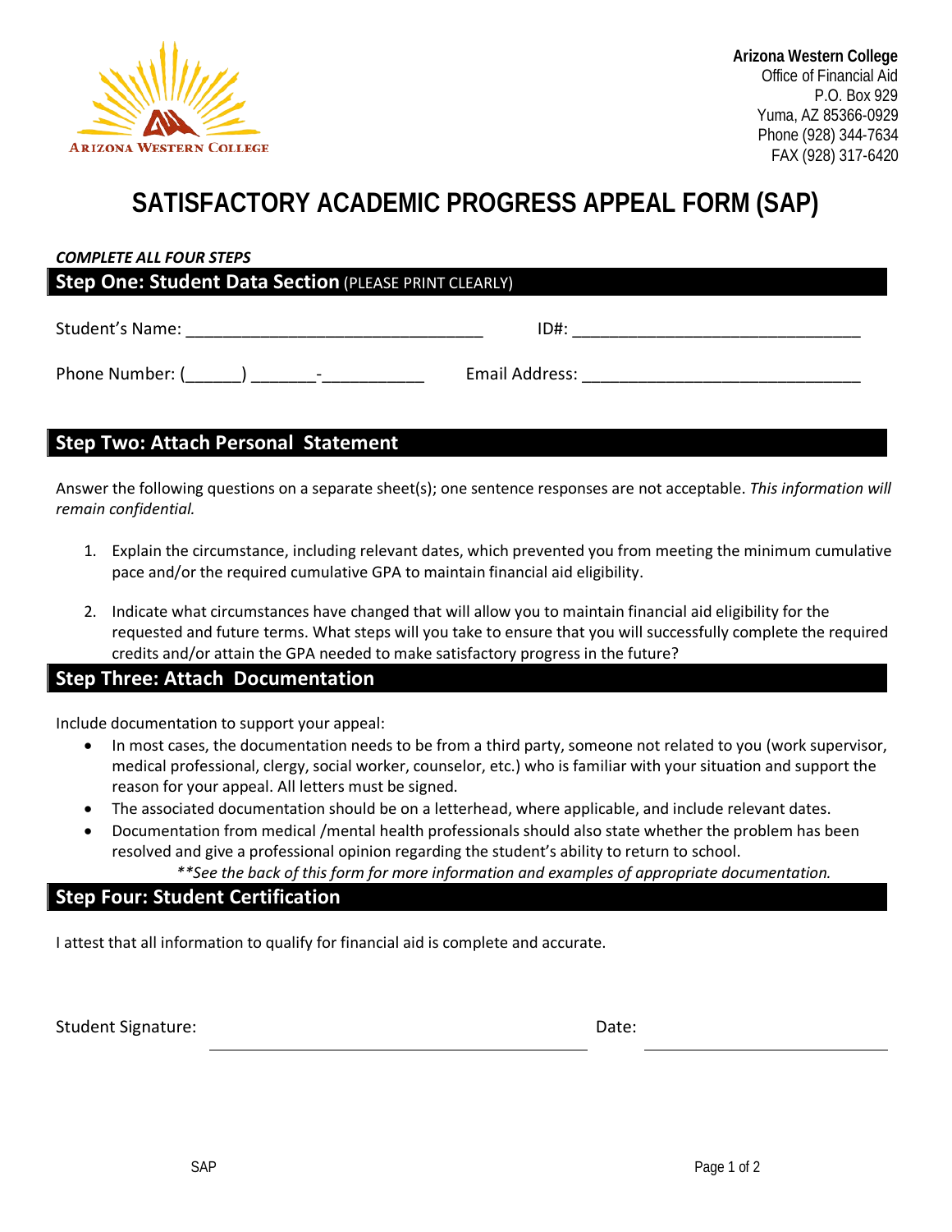Arizona Western College

**Arizona Western College**
Office of Financial Aid
P.O. Box 929
Yuma, AZ 85366-0929
Phone (928) 344-7634
FAX (928) 317-6420

# SATISFACTORY ACADEMIC PROGRESS APPEAL FORM (SAP)

***COMPLETE ALL FOUR STEPS***

## Step One: Student Data Section (PLEASE PRINT CLEARLY)

Student's Name: ________________________________ ID#: ________________________________

Phone Number: (______) _______-___________ Email Address: ______________________________

## Step Two: Attach Personal Statement

Answer the following questions on a separate sheet(s); one sentence responses are not acceptable. *This information will remain confidential.*

1. Explain the circumstance, including relevant dates, which prevented you from meeting the minimum cumulative pace and/or the required cumulative GPA to maintain financial aid eligibility.

2. Indicate what circumstances have changed that will allow you to maintain financial aid eligibility for the requested and future terms. What steps will you take to ensure that you will successfully complete the required credits and/or attain the GPA needed to make satisfactory progress in the future?

## Step Three: Attach Documentation

Include documentation to support your appeal:

- In most cases, the documentation needs to be from a third party, someone not related to you (work supervisor, medical professional, clergy, social worker, counselor, etc.) who is familiar with your situation and support the reason for your appeal. All letters must be signed.
- The associated documentation should be on a letterhead, where applicable, and include relevant dates.
- Documentation from medical /mental health professionals should also state whether the problem has been resolved and give a professional opinion regarding the student's ability to return to school.

*\*\*See the back of this form for more information and examples of appropriate documentation.*

## Step Four: Student Certification

I attest that all information to qualify for financial aid is complete and accurate.

Student Signature: ________________________________ Date: ____________________

SAP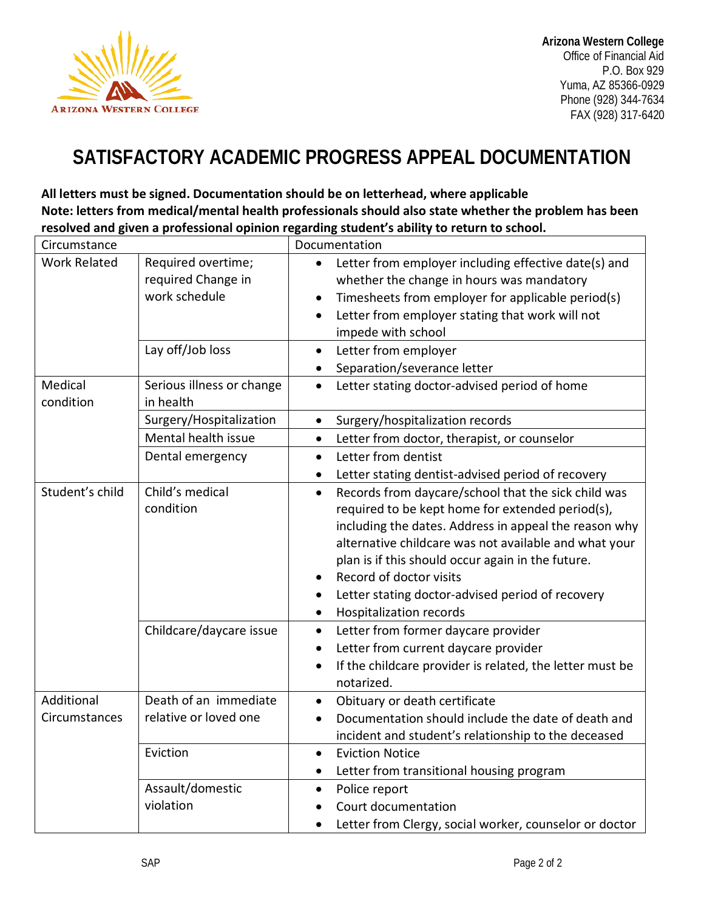Arizona Western College
Office of Financial Aid
P.O. Box 929
Yuma, AZ 85366-0929
Phone (928) 344-7634
FAX (928) 317-6420

# SATISFACTORY ACADEMIC PROGRESS APPEAL DOCUMENTATION

**All letters must be signed. Documentation should be on letterhead, where applicable**
**Note: letters from medical/mental health professionals should also state whether the problem has been resolved and given a professional opinion regarding student's ability to return to school.**

| Circumstance | | Documentation |
|---|---|---|
| Work Related | Required overtime; required Change in work schedule | • Letter from employer including effective date(s) and whether the change in hours was mandatory<br>• Timesheets from employer for applicable period(s)<br>• Letter from employer stating that work will not impede with school |
| | Lay off/Job loss | • Letter from employer<br>• Separation/severance letter |
| Medical condition | Serious illness or change in health | • Letter stating doctor-advised period of home |
| | Surgery/Hospitalization | • Surgery/hospitalization records |
| | Mental health issue | • Letter from doctor, therapist, or counselor |
| | Dental emergency | • Letter from dentist<br>• Letter stating dentist-advised period of recovery |
| Student's child | Child's medical condition | • Records from daycare/school that the sick child was required to be kept home for extended period(s), including the dates. Address in appeal the reason why alternative childcare was not available and what your plan is if this should occur again in the future.<br>• Record of doctor visits<br>• Letter stating doctor-advised period of recovery<br>• Hospitalization records |
| | Childcare/daycare issue | • Letter from former daycare provider<br>• Letter from current daycare provider<br>• If the childcare provider is related, the letter must be notarized. |
| Additional Circumstances | Death of an immediate relative or loved one | • Obituary or death certificate<br>• Documentation should include the date of death and incident and student's relationship to the deceased |
| | Eviction | • Eviction Notice<br>• Letter from transitional housing program |
| | Assault/domestic violation | • Police report<br>• Court documentation<br>• Letter from Clergy, social worker, counselor or doctor |